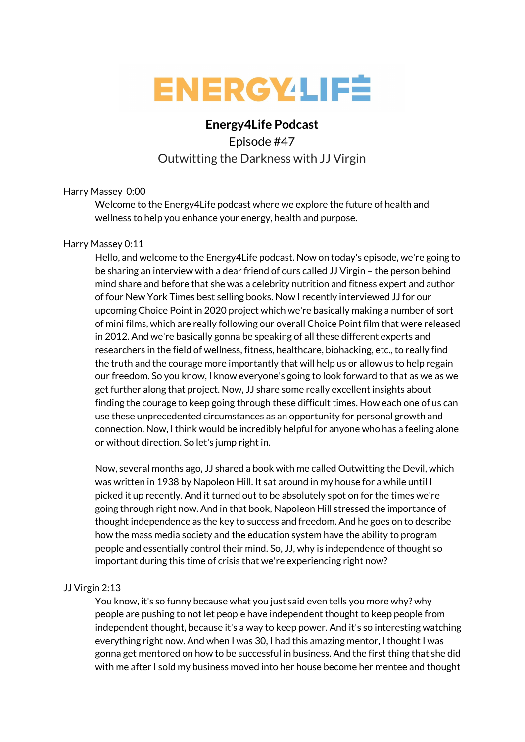# ENERGY4LIFE

**Energy4Life Podcast**

Episode #47

Outwitting the Darkness with JJ Virgin

Harry Massey 0:00

Welcome to the Energy4Life podcast where we explore the future of health and wellness to help you enhance your energy, health and purpose.

Harry Massey 0:11

Hello, and welcome to the Energy4Life podcast. Now on today's episode, we're going to be sharing an interview with a dear friend of ours called JJ Virgin – the person behind mind share and before that she was a celebrity nutrition and fitness expert and author of four New York Times best selling books. Now I recently interviewed JJ for our upcoming Choice Point in 2020 project which we're basically making a number of sort of mini films, which are really following our overall Choice Point film that were released in 2012. And we're basically gonna be speaking of all these different experts and researchers in the field of wellness, fitness, healthcare, biohacking, etc., to really find the truth and the courage more importantly that will help us or allow us to help regain our freedom. So you know, I know everyone's going to look forward to that as we as we get further along that project. Now, JJ share some really excellent insights about finding the courage to keep going through these difficult times. How each one of us can use these unprecedented circumstances as an opportunity for personal growth and connection. Now, I think would be incredibly helpful for anyone who has a feeling alone or without direction. So let's jump right in.

Now, several months ago, JJ shared a book with me called Outwitting the Devil, which was written in 1938 by Napoleon Hill. It sat around in my house for a while until I picked it up recently. And it turned out to be absolutely spot on for the times we're going through right now. And in that book, Napoleon Hill stressed the importance of thought independence as the key to success and freedom. And he goes on to describe how the mass media society and the education system have the ability to program people and essentially control their mind. So, JJ, why is independence of thought so important during this time of crisis that we're experiencing right now?

JJ Virgin 2:13

You know, it's so funny because what you just said even tells you more why? why people are pushing to not let people have independent thought to keep people from independent thought, because it's a way to keep power. And it's so interesting watching everything right now. And when I was 30, I had this amazing mentor, I thought I was gonna get mentored on how to be successful in business. And the first thing that she did with me after I sold my business moved into her house become her mentee and thought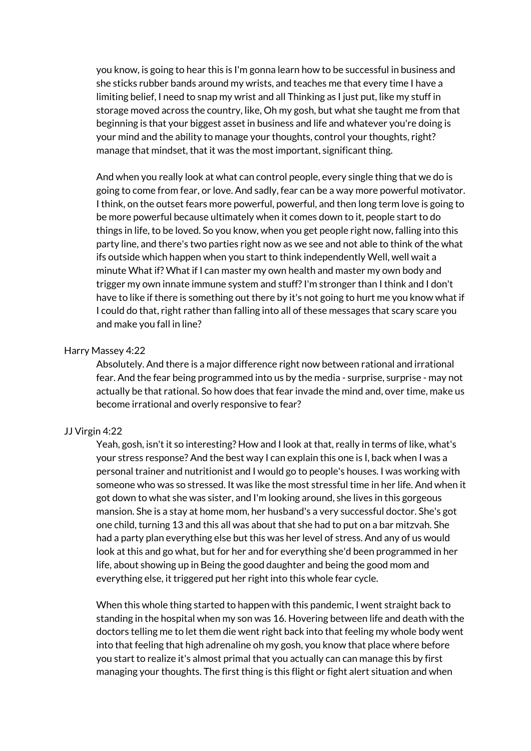you know, is going to hear this is I'm gonna learn how to be successful in business and she sticks rubber bands around my wrists, and teaches me that every time I have a limiting belief, I need to snap my wrist and all Thinking as I just put, like my stuff in storage moved across the country, like, Oh my gosh, but what she taught me from that beginning is that your biggest asset in business and life and whatever you're doing is your mind and the ability to manage your thoughts, control your thoughts, right? manage that mindset, that it was the most important, significant thing.

And when you really look at what can control people, every single thing that we do is going to come from fear, or love. And sadly, fear can be a way more powerful motivator. I think, on the outset fears more powerful, powerful, and then long term love is going to be more powerful because ultimately when it comes down to it, people start to do things in life, to be loved. So you know, when you get people right now, falling into this party line, and there's two parties right now as we see and not able to think of the what ifs outside which happen when you start to think independently Well, well wait a minute What if? What if I can master my own health and master my own body and trigger my own innate immune system and stuff? I'm stronger than I think and I don't have to like if there is something out there by it's not going to hurt me you know what if I could do that, right rather than falling into all of these messages that scary scare you and make you fall in line?

Harry Massey 4:22

Absolutely. And there is a major difference right now between rational and irrational fear. And the fear being programmed into us by the media - surprise, surprise - may not actually be that rational. So how does that fear invade the mind and, over time, make us become irrational and overly responsive to fear?

JJ Virgin 4:22

Yeah, gosh, isn't it so interesting? How and I look at that, really in terms of like, what's your stress response? And the best way I can explain this one is I, back when I was a personal trainer and nutritionist and I would go to people's houses. I was working with someone who was so stressed. It was like the most stressful time in her life. And when it got down to what she was sister, and I'm looking around, she lives in this gorgeous mansion. She is a stay at home mom, her husband's a very successful doctor. She's got one child, turning 13 and this all was about that she had to put on a bar mitzvah. She had a party plan everything else but this was her level of stress. And any of us would look at this and go what, but for her and for everything she'd been programmed in her life, about showing up in Being the good daughter and being the good mom and everything else, it triggered put her right into this whole fear cycle.

When this whole thing started to happen with this pandemic, I went straight back to standing in the hospital when my son was 16. Hovering between life and death with the doctors telling me to let them die went right back into that feeling my whole body went into that feeling that high adrenaline oh my gosh, you know that place where before you start to realize it's almost primal that you actually can can manage this by first managing your thoughts. The first thing is this flight or fight alert situation and when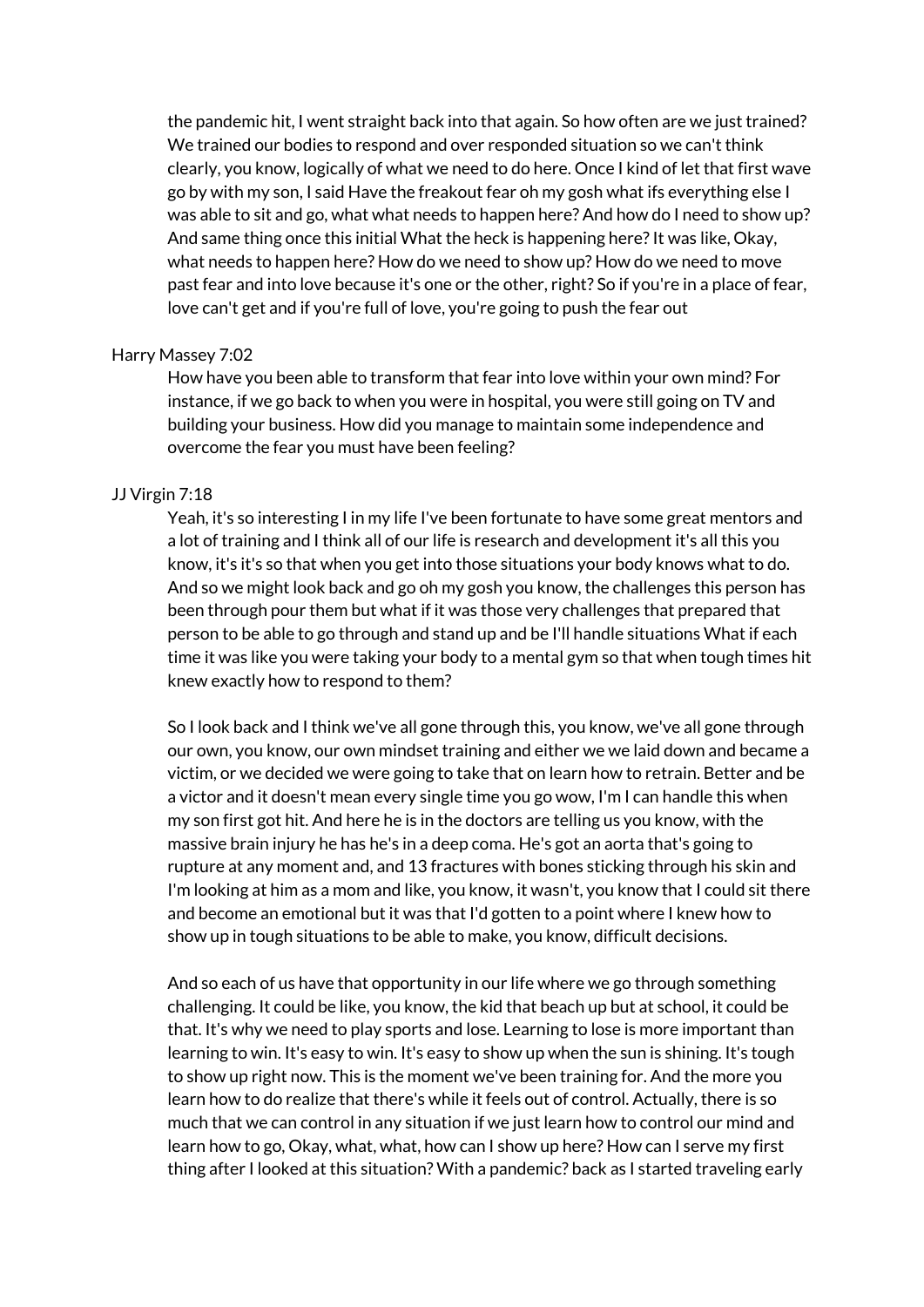the pandemic hit, I went straight back into that again. So how often are we just trained? We trained our bodies to respond and over responded situation so we can't think clearly, you know, logically of what we need to do here. Once I kind of let that first wave go by with my son, I said Have the freakout fear oh my gosh what ifs everything else I was able to sit and go, what what needs to happen here? And how do I need to show up? And same thing once this initial What the heck is happening here? It was like, Okay, what needs to happen here? How do we need to show up? How do we need to move past fear and into love because it's one or the other, right? So if you're in a place of fear, love can't get and if you're full of love, you're going to push the fear out

Harry Massey 7:02

How have you been able to transform that fear into love within your own mind? For instance, if we go back to when you were in hospital, you were still going on TV and building your business. How did you manage to maintain some independence and overcome the fear you must have been feeling?

JJ Virgin 7:18

Yeah, it's so interesting I in my life I've been fortunate to have some great mentors and a lot of training and I think all of our life is research and development it's all this you know, it's it's so that when you get into those situations your body knows what to do. And so we might look back and go oh my gosh you know, the challenges this person has been through pour them but what if it was those very challenges that prepared that person to be able to go through and stand up and be I'll handle situations What if each time it was like you were taking your body to a mental gym so that when tough times hit knew exactly how to respond to them?

So I look back and I think we've all gone through this, you know, we've all gone through our own, you know, our own mindset training and either we we laid down and became a victim, or we decided we were going to take that on learn how to retrain. Better and be a victor and it doesn't mean every single time you go wow, I'm I can handle this when my son first got hit. And here he is in the doctors are telling us you know, with the massive brain injury he has he's in a deep coma. He's got an aorta that's going to rupture at any moment and, and 13 fractures with bones sticking through his skin and I'm looking at him as a mom and like, you know, it wasn't, you know that I could sit there and become an emotional but it was that I'd gotten to a point where I knew how to show up in tough situations to be able to make, you know, difficult decisions.

And so each of us have that opportunity in our life where we go through something challenging. It could be like, you know, the kid that beach up but at school, it could be that. It's why we need to play sports and lose. Learning to lose is more important than learning to win. It's easy to win. It's easy to show up when the sun is shining. It's tough to show up right now. This is the moment we've been training for. And the more you learn how to do realize that there's while it feels out of control. Actually, there is so much that we can control in any situation if we just learn how to control our mind and learn how to go, Okay, what, what, how can I show up here? How can I serve my first thing after I looked at this situation? With a pandemic? back as I started traveling early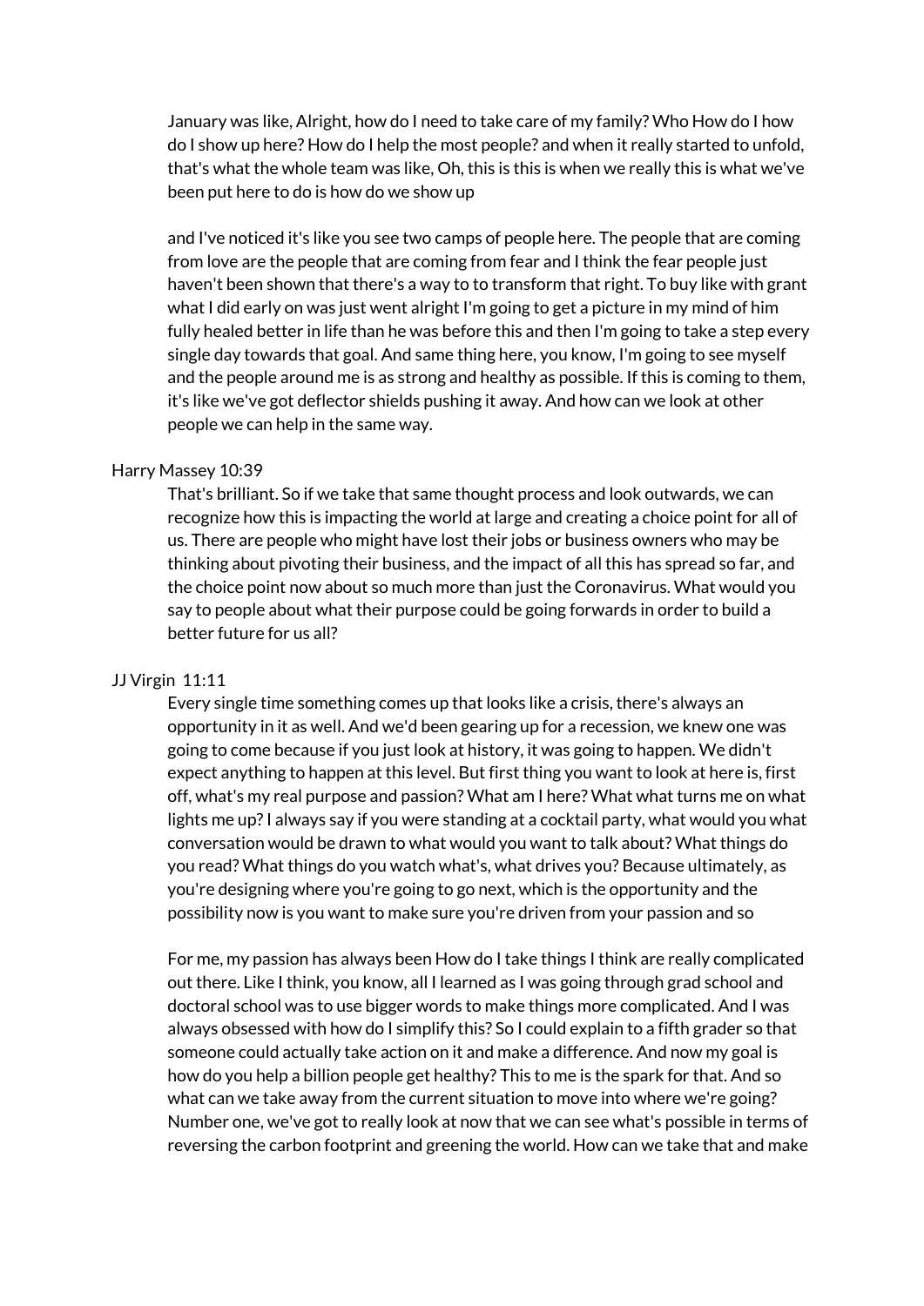January was like, Alright, how do I need to take care of my family? Who How do I how do I show up here? How do I help the most people? and when it really started to unfold, that's what the whole team was like, Oh, this is this is when we really this is what we've been put here to do is how do we show up

and I've noticed it's like you see two camps of people here. The people that are coming from love are the people that are coming from fear and I think the fear people just haven't been shown that there's a way to to transform that right. To buy like with grant what I did early on was just went alright I'm going to get a picture in my mind of him fully healed better in life than he was before this and then I'm going to take a step every single day towards that goal. And same thing here, you know, I'm going to see myself and the people around me is as strong and healthy as possible. If this is coming to them, it's like we've got deflector shields pushing it away. And how can we look at other people we can help in the same way.

Harry Massey 10:39

That's brilliant. So if we take that same thought process and look outwards, we can recognize how this is impacting the world at large and creating a choice point for all of us. There are people who might have lost their jobs or business owners who may be thinking about pivoting their business, and the impact of all this has spread so far, and the choice point now about so much more than just the Coronavirus. What would you say to people about what their purpose could be going forwards in order to build a better future for us all?

JJ Virgin 11:11

Every single time something comes up that looks like a crisis, there's always an opportunity in it as well. And we'd been gearing up for a recession, we knew one was going to come because if you just look at history, it was going to happen. We didn't expect anything to happen at this level. But first thing you want to look at here is, first off, what's my real purpose and passion? What am I here? What what turns me on what lights me up? I always say if you were standing at a cocktail party, what would you what conversation would be drawn to what would you want to talk about? What things do you read? What things do you watch what's, what drives you? Because ultimately, as you're designing where you're going to go next, which is the opportunity and the possibility now is you want to make sure you're driven from your passion and so

For me, my passion has always been How do I take things I think are really complicated out there. Like I think, you know, all I learned as I was going through grad school and doctoral school was to use bigger words to make things more complicated. And I was always obsessed with how do I simplify this? So I could explain to a fifth grader so that someone could actually take action on it and make a difference. And now my goal is how do you help a billion people get healthy? This to me is the spark for that. And so what can we take away from the current situation to move into where we're going? Number one, we've got to really look at now that we can see what's possible in terms of reversing the carbon footprint and greening the world. How can we take that and make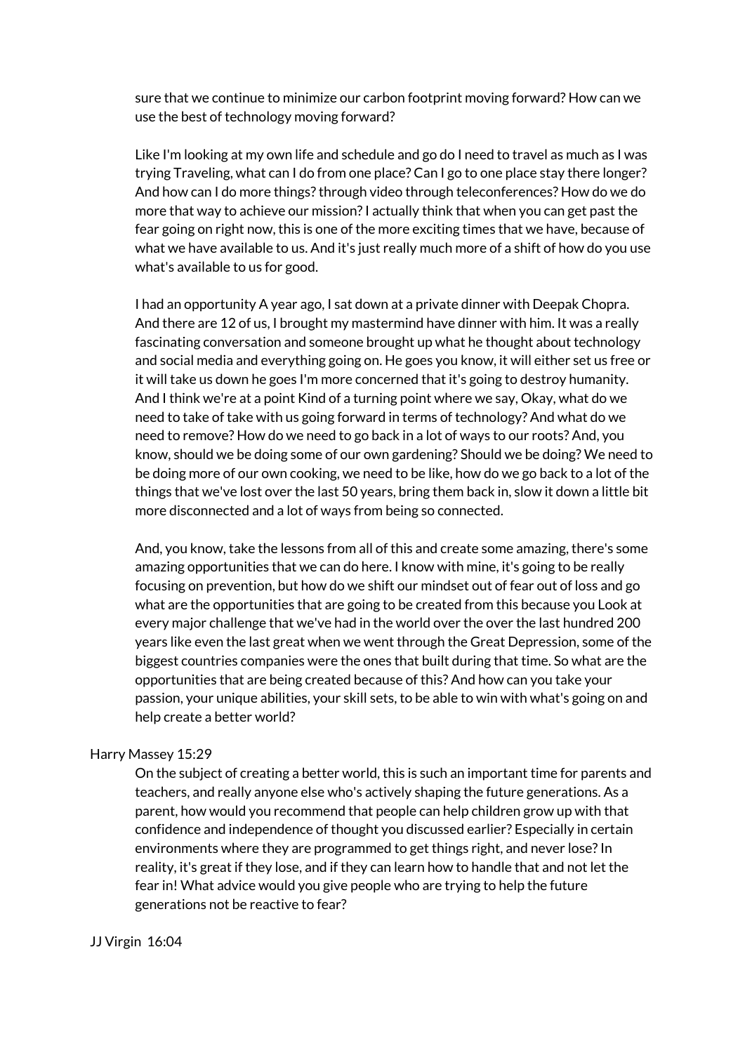sure that we continue to minimize our carbon footprint moving forward? How can we use the best of technology moving forward?

Like I'm looking at my own life and schedule and go do I need to travel as much as I was trying Traveling, what can I do from one place? Can I go to one place stay there longer? And how can I do more things? through video through teleconferences? How do we do more that way to achieve our mission? I actually think that when you can get past the fear going on right now, this is one of the more exciting times that we have, because of what we have available to us. And it's just really much more of a shift of how do you use what's available to us for good.

I had an opportunity A year ago, I sat down at a private dinner with Deepak Chopra. And there are 12 of us, I brought my mastermind have dinner with him. It was a really fascinating conversation and someone brought up what he thought about technology and social media and everything going on. He goes you know, it will either set us free or it will take us down he goes I'm more concerned that it's going to destroy humanity. And I think we're at a point Kind of a turning point where we say, Okay, what do we need to take of take with us going forward in terms of technology? And what do we need to remove? How do we need to go back in a lot of ways to our roots? And, you know, should we be doing some of our own gardening? Should we be doing? We need to be doing more of our own cooking, we need to be like, how do we go back to a lot of the things that we've lost over the last 50 years, bring them back in, slow it down a little bit more disconnected and a lot of ways from being so connected.

And, you know, take the lessons from all of this and create some amazing, there's some amazing opportunities that we can do here. I know with mine, it's going to be really focusing on prevention, but how do we shift our mindset out of fear out of loss and go what are the opportunities that are going to be created from this because you Look at every major challenge that we've had in the world over the over the last hundred 200 years like even the last great when we went through the Great Depression, some of the biggest countries companies were the ones that built during that time. So what are the opportunities that are being created because of this? And how can you take your passion, your unique abilities, your skill sets, to be able to win with what's going on and help create a better world?

Harry Massey 15:29

On the subject of creating a better world, this is such an important time for parents and teachers, and really anyone else who's actively shaping the future generations. As a parent, how would you recommend that people can help children grow up with that confidence and independence of thought you discussed earlier? Especially in certain environments where they are programmed to get things right, and never lose? In reality, it's great if they lose, and if they can learn how to handle that and not let the fear in! What advice would you give people who are trying to help the future generations not be reactive to fear?

JJ Virgin 16:04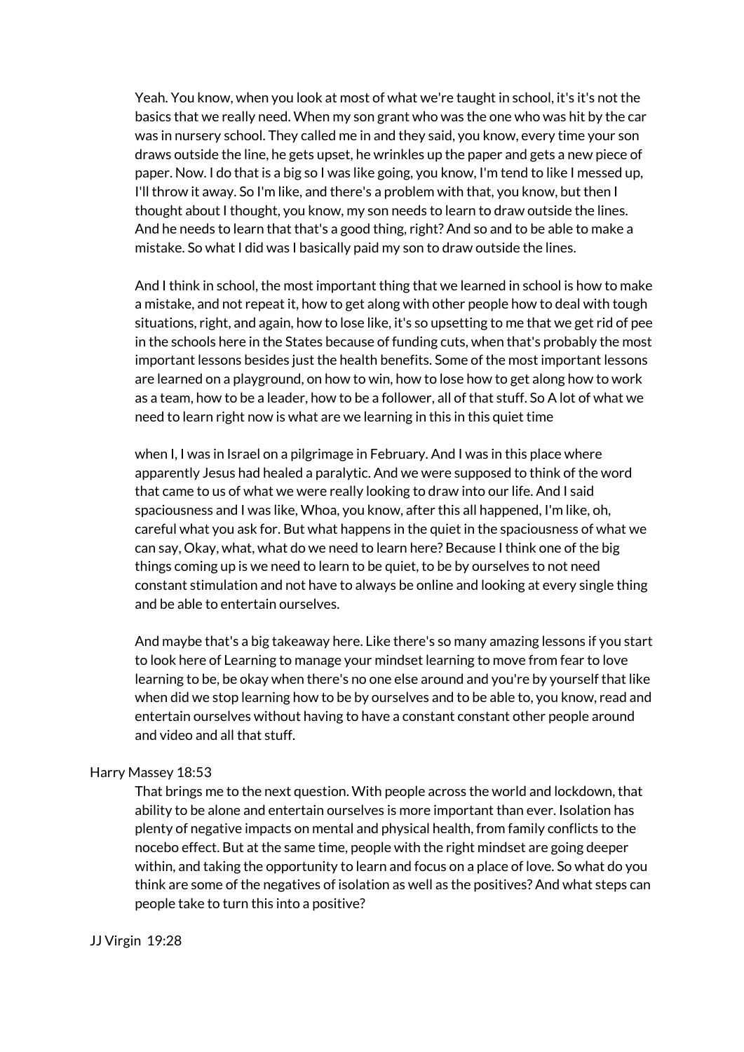Yeah. You know, when you look at most of what we're taught in school, it's it's not the basics that we really need. When my son grant who was the one who was hit by the car was in nursery school. They called me in and they said, you know, every time your son draws outside the line, he gets upset, he wrinkles up the paper and gets a new piece of paper. Now. I do that is a big so I was like going, you know, I'm tend to like I messed up, I'll throw it away. So I'm like, and there's a problem with that, you know, but then I thought about I thought, you know, my son needs to learn to draw outside the lines. And he needs to learn that that's a good thing, right? And so and to be able to make a mistake. So what I did was I basically paid my son to draw outside the lines.

And I think in school, the most important thing that we learned in school is how to make a mistake, and not repeat it, how to get along with other people how to deal with tough situations, right, and again, how to lose like, it's so upsetting to me that we get rid of pee in the schools here in the States because of funding cuts, when that's probably the most important lessons besides just the health benefits. Some of the most important lessons are learned on a playground, on how to win, how to lose how to get along how to work as a team, how to be a leader, how to be a follower, all of that stuff. So A lot of what we need to learn right now is what are we learning in this in this quiet time

when I, I was in Israel on a pilgrimage in February. And I was in this place where apparently Jesus had healed a paralytic. And we were supposed to think of the word that came to us of what we were really looking to draw into our life. And I said spaciousness and I was like, Whoa, you know, after this all happened, I'm like, oh, careful what you ask for. But what happens in the quiet in the spaciousness of what we can say, Okay, what, what do we need to learn here? Because I think one of the big things coming up is we need to learn to be quiet, to be by ourselves to not need constant stimulation and not have to always be online and looking at every single thing and be able to entertain ourselves.

And maybe that's a big takeaway here. Like there's so many amazing lessons if you start to look here of Learning to manage your mindset learning to move from fear to love learning to be, be okay when there's no one else around and you're by yourself that like when did we stop learning how to be by ourselves and to be able to, you know, read and entertain ourselves without having to have a constant constant other people around and video and all that stuff.

Harry Massey 18:53

That brings me to the next question. With people across the world and lockdown, that ability to be alone and entertain ourselves is more important than ever. Isolation has plenty of negative impacts on mental and physical health, from family conflicts to the nocebo effect. But at the same time, people with the right mindset are going deeper within, and taking the opportunity to learn and focus on a place of love. So what do you think are some of the negatives of isolation as well as the positives? And what steps can people take to turn this into a positive?

JJ Virgin 19:28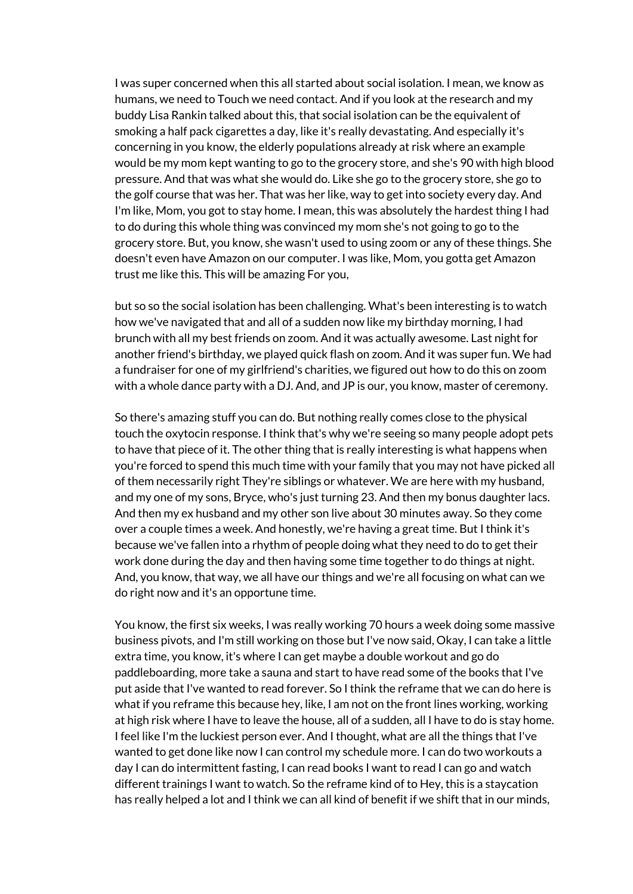I was super concerned when this all started about social isolation. I mean, we know as humans, we need to Touch we need contact. And if you look at the research and my buddy Lisa Rankin talked about this, that social isolation can be the equivalent of smoking a half pack cigarettes a day, like it's really devastating. And especially it's concerning in you know, the elderly populations already at risk where an example would be my mom kept wanting to go to the grocery store, and she's 90 with high blood pressure. And that was what she would do. Like she go to the grocery store, she go to the golf course that was her. That was her like, way to get into society every day. And I'm like, Mom, you got to stay home. I mean, this was absolutely the hardest thing I had to do during this whole thing was convinced my mom she's not going to go to the grocery store. But, you know, she wasn't used to using zoom or any of these things. She doesn't even have Amazon on our computer. I was like, Mom, you gotta get Amazon trust me like this. This will be amazing For you,

but so so the social isolation has been challenging. What's been interesting is to watch how we've navigated that and all of a sudden now like my birthday morning, I had brunch with all my best friends on zoom. And it was actually awesome. Last night for another friend's birthday, we played quick flash on zoom. And it was super fun. We had a fundraiser for one of my girlfriend's charities, we figured out how to do this on zoom with a whole dance party with a DJ. And, and JP is our, you know, master of ceremony.

So there's amazing stuff you can do. But nothing really comes close to the physical touch the oxytocin response. I think that's why we're seeing so many people adopt pets to have that piece of it. The other thing that is really interesting is what happens when you're forced to spend this much time with your family that you may not have picked all of them necessarily right They're siblings or whatever. We are here with my husband, and my one of my sons, Bryce, who's just turning 23. And then my bonus daughter lacs. And then my ex husband and my other son live about 30 minutes away. So they come over a couple times a week. And honestly, we're having a great time. But I think it's because we've fallen into a rhythm of people doing what they need to do to get their work done during the day and then having some time together to do things at night. And, you know, that way, we all have our things and we're all focusing on what can we do right now and it's an opportune time.

You know, the first six weeks, I was really working 70 hours a week doing some massive business pivots, and I'm still working on those but I've now said, Okay, I can take a little extra time, you know, it's where I can get maybe a double workout and go do paddleboarding, more take a sauna and start to have read some of the books that I've put aside that I've wanted to read forever. So I think the reframe that we can do here is what if you reframe this because hey, like, I am not on the front lines working, working at high risk where I have to leave the house, all of a sudden, all I have to do is stay home. I feel like I'm the luckiest person ever. And I thought, what are all the things that I've wanted to get done like now I can control my schedule more. I can do two workouts a day I can do intermittent fasting, I can read books I want to read I can go and watch different trainings I want to watch. So the reframe kind of to Hey, this is a staycation has really helped a lot and I think we can all kind of benefit if we shift that in our minds,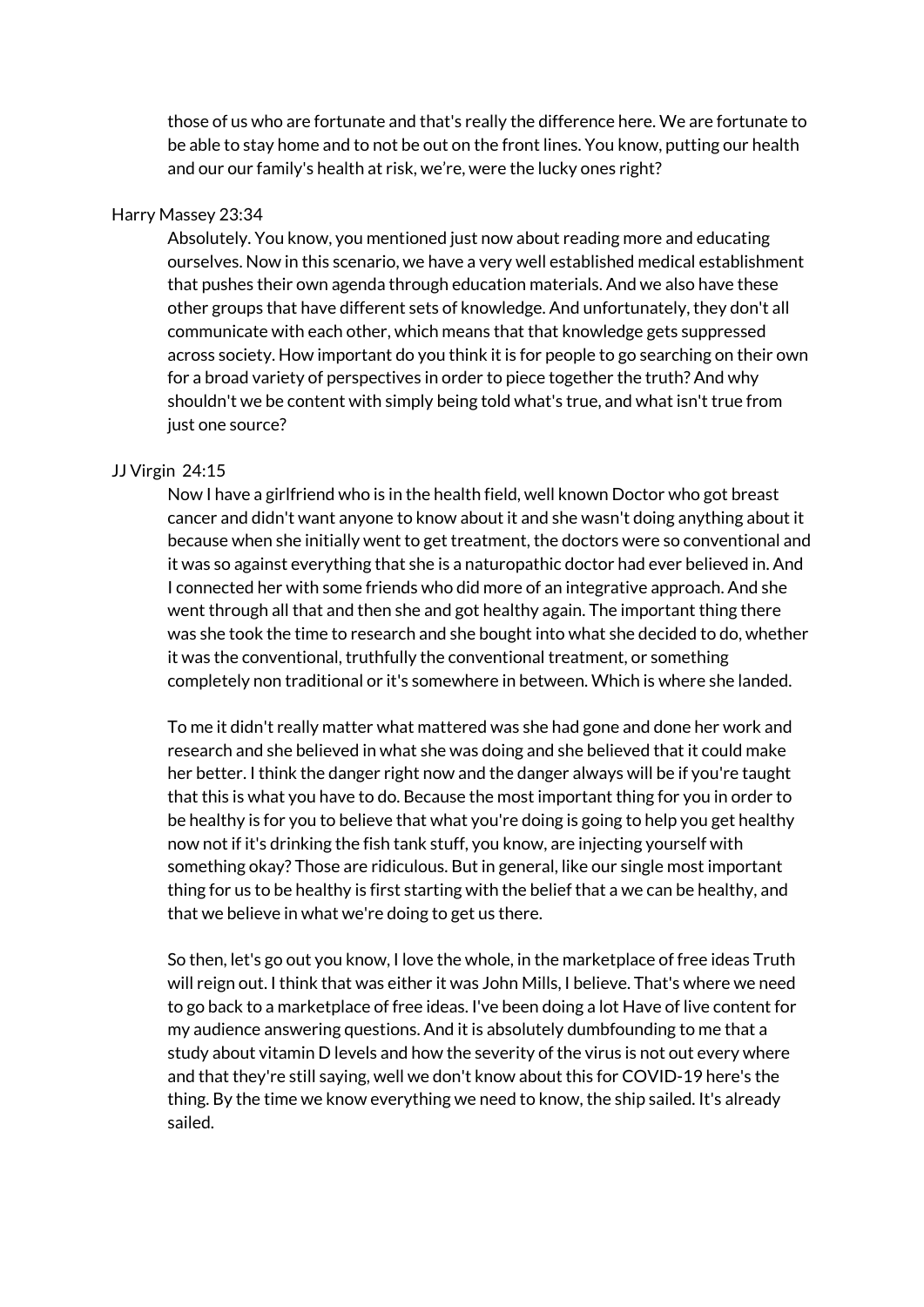those of us who are fortunate and that's really the difference here. We are fortunate to be able to stay home and to not be out on the front lines. You know, putting our health and our our family's health at risk, we're, were the lucky ones right?

Harry Massey 23:34

Absolutely. You know, you mentioned just now about reading more and educating ourselves. Now in this scenario, we have a very well established medical establishment that pushes their own agenda through education materials. And we also have these other groups that have different sets of knowledge. And unfortunately, they don't all communicate with each other, which means that that knowledge gets suppressed across society. How important do you think it is for people to go searching on their own for a broad variety of perspectives in order to piece together the truth? And why shouldn't we be content with simply being told what's true, and what isn't true from just one source?

JJ Virgin 24:15

Now I have a girlfriend who is in the health field, well known Doctor who got breast cancer and didn't want anyone to know about it and she wasn't doing anything about it because when she initially went to get treatment, the doctors were so conventional and it was so against everything that she is a naturopathic doctor had ever believed in. And I connected her with some friends who did more of an integrative approach. And she went through all that and then she and got healthy again. The important thing there was she took the time to research and she bought into what she decided to do, whether it was the conventional, truthfully the conventional treatment, or something completely non traditional or it's somewhere in between. Which is where she landed.

To me it didn't really matter what mattered was she had gone and done her work and research and she believed in what she was doing and she believed that it could make her better. I think the danger right now and the danger always will be if you're taught that this is what you have to do. Because the most important thing for you in order to be healthy is for you to believe that what you're doing is going to help you get healthy now not if it's drinking the fish tank stuff, you know, are injecting yourself with something okay? Those are ridiculous. But in general, like our single most important thing for us to be healthy is first starting with the belief that a we can be healthy, and that we believe in what we're doing to get us there.

So then, let's go out you know, I love the whole, in the marketplace of free ideas Truth will reign out. I think that was either it was John Mills, I believe. That's where we need to go back to a marketplace of free ideas. I've been doing a lot Have of live content for my audience answering questions. And it is absolutely dumbfounding to me that a study about vitamin D levels and how the severity of the virus is not out every where and that they're still saying, well we don't know about this for COVID-19 here's the thing. By the time we know everything we need to know, the ship sailed. It's already sailed.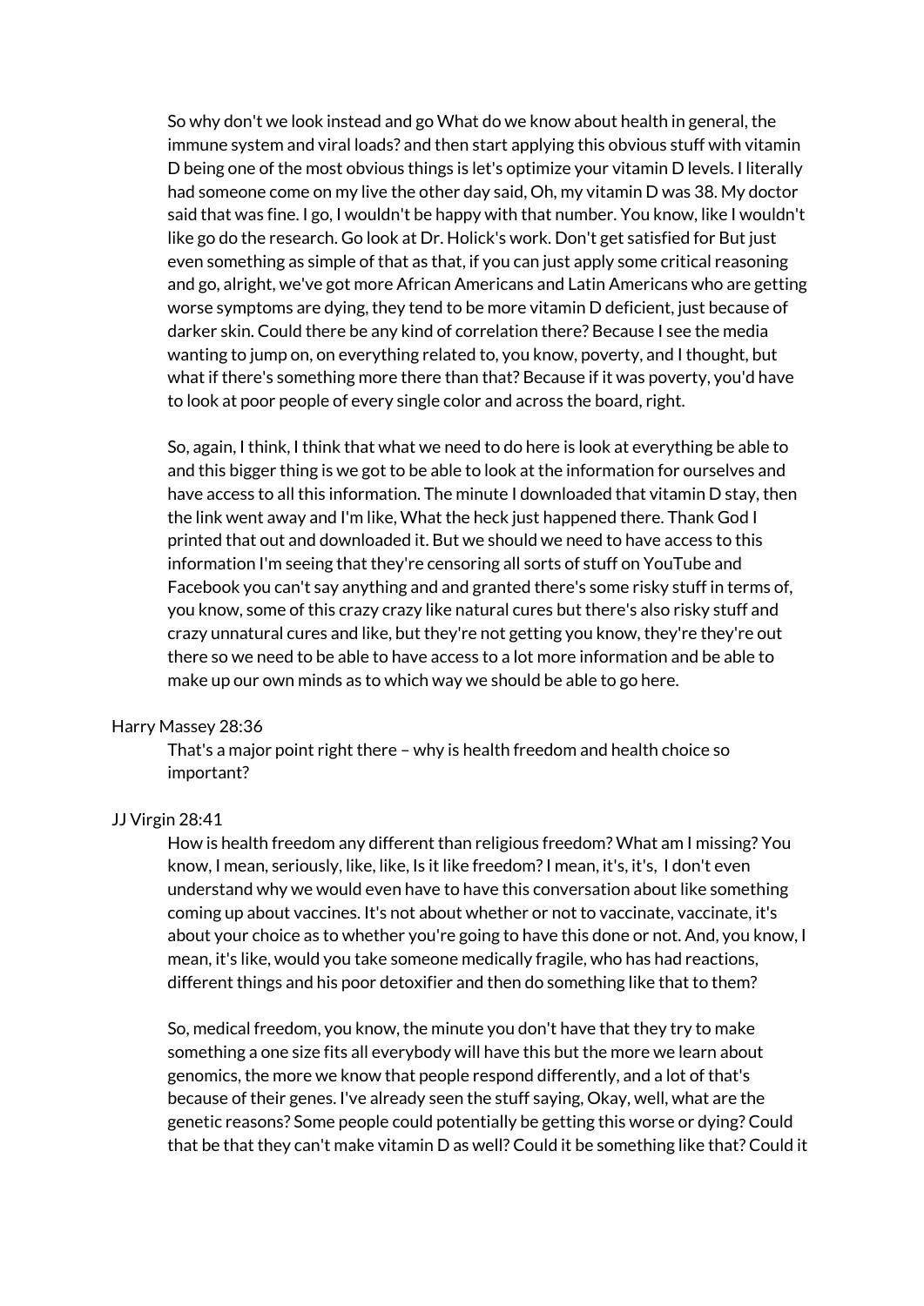So why don't we look instead and go What do we know about health in general, the immune system and viral loads? and then start applying this obvious stuff with vitamin D being one of the most obvious things is let's optimize your vitamin D levels. I literally had someone come on my live the other day said, Oh, my vitamin D was 38. My doctor said that was fine. I go, I wouldn't be happy with that number. You know, like I wouldn't like go do the research. Go look at Dr. Holick's work. Don't get satisfied for But just even something as simple of that as that, if you can just apply some critical reasoning and go, alright, we've got more African Americans and Latin Americans who are getting worse symptoms are dying, they tend to be more vitamin D deficient, just because of darker skin. Could there be any kind of correlation there? Because I see the media wanting to jump on, on everything related to, you know, poverty, and I thought, but what if there's something more there than that? Because if it was poverty, you'd have to look at poor people of every single color and across the board, right.

So, again, I think, I think that what we need to do here is look at everything be able to and this bigger thing is we got to be able to look at the information for ourselves and have access to all this information. The minute I downloaded that vitamin D stay, then the link went away and I'm like, What the heck just happened there. Thank God I printed that out and downloaded it. But we should we need to have access to this information I'm seeing that they're censoring all sorts of stuff on YouTube and Facebook you can't say anything and and granted there's some risky stuff in terms of, you know, some of this crazy crazy like natural cures but there's also risky stuff and crazy unnatural cures and like, but they're not getting you know, they're they're out there so we need to be able to have access to a lot more information and be able to make up our own minds as to which way we should be able to go here.

Harry Massey 28:36

That's a major point right there – why is health freedom and health choice so important?

JJ Virgin 28:41

How is health freedom any different than religious freedom? What am I missing? You know, I mean, seriously, like, like, Is it like freedom? I mean, it's, it's, I don't even understand why we would even have to have this conversation about like something coming up about vaccines. It's not about whether or not to vaccinate, vaccinate, it's about your choice as to whether you're going to have this done or not. And, you know, I mean, it's like, would you take someone medically fragile, who has had reactions, different things and his poor detoxifier and then do something like that to them?

So, medical freedom, you know, the minute you don't have that they try to make something a one size fits all everybody will have this but the more we learn about genomics, the more we know that people respond differently, and a lot of that's because of their genes. I've already seen the stuff saying, Okay, well, what are the genetic reasons? Some people could potentially be getting this worse or dying? Could that be that they can't make vitamin D as well? Could it be something like that? Could it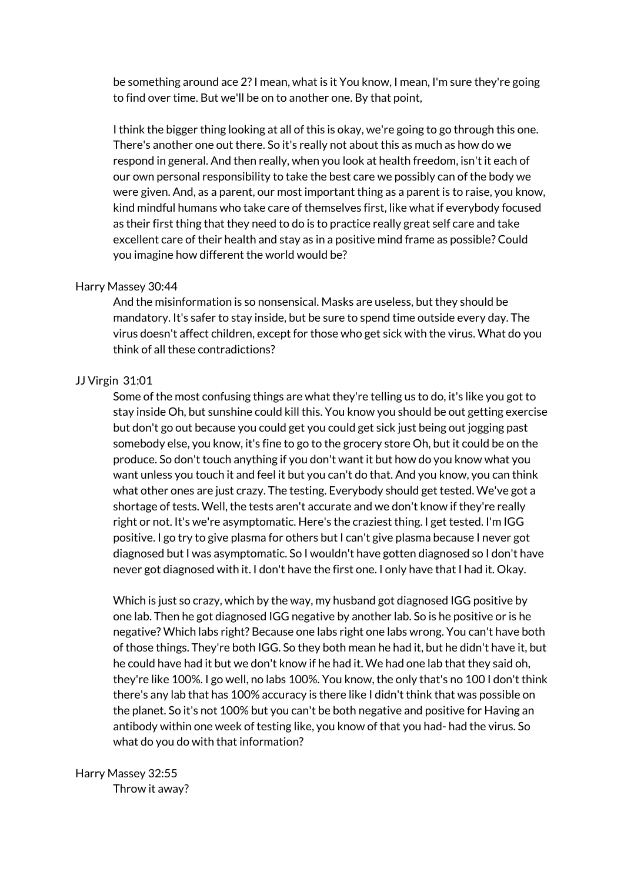be something around ace 2? I mean, what is it You know, I mean, I'm sure they're going to find over time. But we'll be on to another one. By that point,

I think the bigger thing looking at all of this is okay, we're going to go through this one. There's another one out there. So it's really not about this as much as how do we respond in general. And then really, when you look at health freedom, isn't it each of our own personal responsibility to take the best care we possibly can of the body we were given. And, as a parent, our most important thing as a parent is to raise, you know, kind mindful humans who take care of themselves first, like what if everybody focused as their first thing that they need to do is to practice really great self care and take excellent care of their health and stay as in a positive mind frame as possible? Could you imagine how different the world would be?

Harry Massey 30:44

And the misinformation is so nonsensical. Masks are useless, but they should be mandatory. It's safer to stay inside, but be sure to spend time outside every day. The virus doesn't affect children, except for those who get sick with the virus. What do you think of all these contradictions?

JJ Virgin 31:01

Some of the most confusing things are what they're telling us to do, it's like you got to stay inside Oh, but sunshine could kill this. You know you should be out getting exercise but don't go out because you could get you could get sick just being out jogging past somebody else, you know, it's fine to go to the grocery store Oh, but it could be on the produce. So don't touch anything if you don't want it but how do you know what you want unless you touch it and feel it but you can't do that. And you know, you can think what other ones are just crazy. The testing. Everybody should get tested. We've got a shortage of tests. Well, the tests aren't accurate and we don't know if they're really right or not. It's we're asymptomatic. Here's the craziest thing. I get tested. I'm IGG positive. I go try to give plasma for others but I can't give plasma because I never got diagnosed but I was asymptomatic. So I wouldn't have gotten diagnosed so I don't have never got diagnosed with it. I don't have the first one. I only have that I had it. Okay.

Which is just so crazy, which by the way, my husband got diagnosed IGG positive by one lab. Then he got diagnosed IGG negative by another lab. So is he positive or is he negative? Which labs right? Because one labs right one labs wrong. You can't have both of those things. They're both IGG. So they both mean he had it, but he didn't have it, but he could have had it but we don't know if he had it. We had one lab that they said oh, they're like 100%. I go well, no labs 100%. You know, the only that's no 100 I don't think there's any lab that has 100% accuracy is there like I didn't think that was possible on the planet. So it's not 100% but you can't be both negative and positive for Having an antibody within one week of testing like, you know of that you had- had the virus. So what do you do with that information?

Harry Massey 32:55

Throw it away?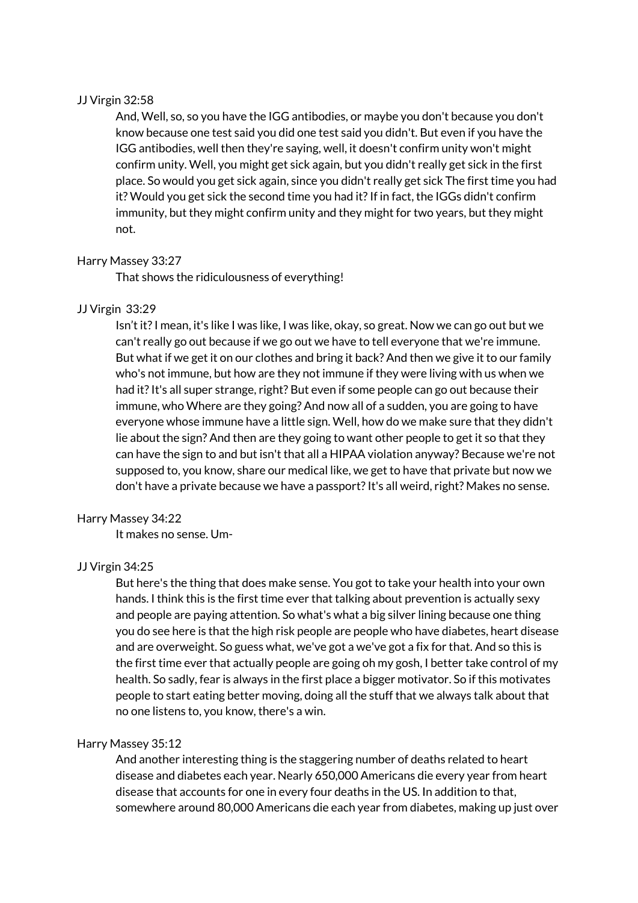JJ Virgin 32:58

And, Well, so, so you have the IGG antibodies, or maybe you don't because you don't know because one test said you did one test said you didn't. But even if you have the IGG antibodies, well then they're saying, well, it doesn't confirm unity won't might confirm unity. Well, you might get sick again, but you didn't really get sick in the first place. So would you get sick again, since you didn't really get sick The first time you had it? Would you get sick the second time you had it? If in fact, the IGGs didn't confirm immunity, but they might confirm unity and they might for two years, but they might not.

Harry Massey 33:27

That shows the ridiculousness of everything!

JJ Virgin 33:29

Isn't it? I mean, it's like I was like, I was like, okay, so great. Now we can go out but we can't really go out because if we go out we have to tell everyone that we're immune. But what if we get it on our clothes and bring it back? And then we give it to our family who's not immune, but how are they not immune if they were living with us when we had it? It's all super strange, right? But even if some people can go out because their immune, who Where are they going? And now all of a sudden, you are going to have everyone whose immune have a little sign. Well, how do we make sure that they didn't lie about the sign? And then are they going to want other people to get it so that they can have the sign to and but isn't that all a HIPAA violation anyway? Because we're not supposed to, you know, share our medical like, we get to have that private but now we don't have a private because we have a passport? It's all weird, right? Makes no sense.

Harry Massey 34:22

It makes no sense. Um-

JJ Virgin 34:25

But here's the thing that does make sense. You got to take your health into your own hands. I think this is the first time ever that talking about prevention is actually sexy and people are paying attention. So what's what a big silver lining because one thing you do see here is that the high risk people are people who have diabetes, heart disease and are overweight. So guess what, we've got a we've got a fix for that. And so this is the first time ever that actually people are going oh my gosh, I better take control of my health. So sadly, fear is always in the first place a bigger motivator. So if this motivates people to start eating better moving, doing all the stuff that we always talk about that no one listens to, you know, there's a win.

Harry Massey 35:12

And another interesting thing is the staggering number of deaths related to heart disease and diabetes each year. Nearly 650,000 Americans die every year from heart disease that accounts for one in every four deaths in the US. In addition to that, somewhere around 80,000 Americans die each year from diabetes, making up just over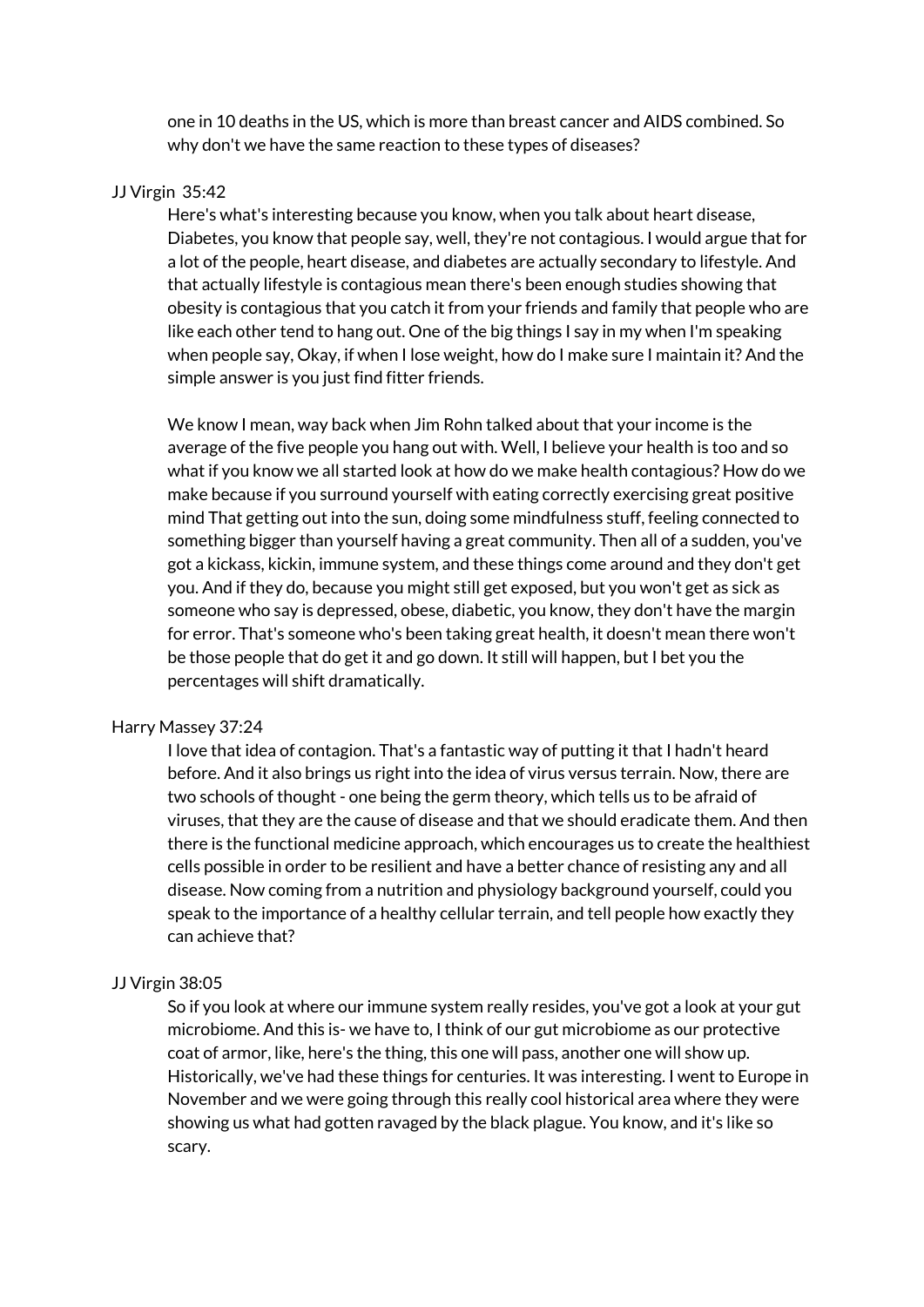one in 10 deaths in the US, which is more than breast cancer and AIDS combined. So why don't we have the same reaction to these types of diseases?

JJ Virgin 35:42

Here's what's interesting because you know, when you talk about heart disease, Diabetes, you know that people say, well, they're not contagious. I would argue that for a lot of the people, heart disease, and diabetes are actually secondary to lifestyle. And that actually lifestyle is contagious mean there's been enough studies showing that obesity is contagious that you catch it from your friends and family that people who are like each other tend to hang out. One of the big things I say in my when I'm speaking when people say, Okay, if when I lose weight, how do I make sure I maintain it? And the simple answer is you just find fitter friends.

We know I mean, way back when Jim Rohn talked about that your income is the average of the five people you hang out with. Well, I believe your health is too and so what if you know we all started look at how do we make health contagious? How do we make because if you surround yourself with eating correctly exercising great positive mind That getting out into the sun, doing some mindfulness stuff, feeling connected to something bigger than yourself having a great community. Then all of a sudden, you've got a kickass, kickin, immune system, and these things come around and they don't get you. And if they do, because you might still get exposed, but you won't get as sick as someone who say is depressed, obese, diabetic, you know, they don't have the margin for error. That's someone who's been taking great health, it doesn't mean there won't be those people that do get it and go down. It still will happen, but I bet you the percentages will shift dramatically.

Harry Massey 37:24

I love that idea of contagion. That's a fantastic way of putting it that I hadn't heard before. And it also brings us right into the idea of virus versus terrain. Now, there are two schools of thought - one being the germ theory, which tells us to be afraid of viruses, that they are the cause of disease and that we should eradicate them. And then there is the functional medicine approach, which encourages us to create the healthiest cells possible in order to be resilient and have a better chance of resisting any and all disease. Now coming from a nutrition and physiology background yourself, could you speak to the importance of a healthy cellular terrain, and tell people how exactly they can achieve that?

JJ Virgin 38:05

So if you look at where our immune system really resides, you've got a look at your gut microbiome. And this is- we have to, I think of our gut microbiome as our protective coat of armor, like, here's the thing, this one will pass, another one will show up. Historically, we've had these things for centuries. It was interesting. I went to Europe in November and we were going through this really cool historical area where they were showing us what had gotten ravaged by the black plague. You know, and it's like so scary.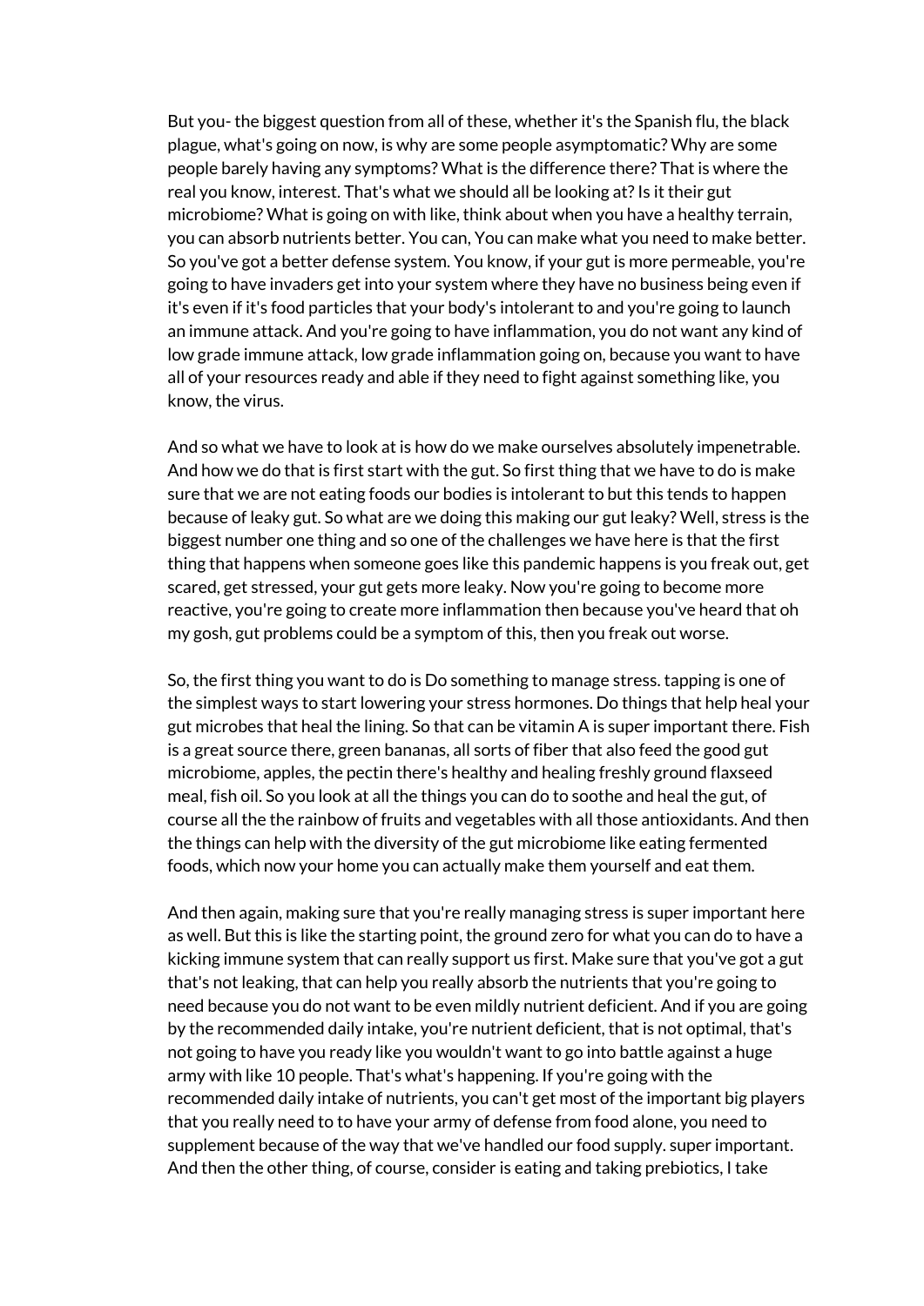But you- the biggest question from all of these, whether it's the Spanish flu, the black plague, what's going on now, is why are some people asymptomatic? Why are some people barely having any symptoms? What is the difference there? That is where the real you know, interest. That's what we should all be looking at? Is it their gut microbiome? What is going on with like, think about when you have a healthy terrain, you can absorb nutrients better. You can, You can make what you need to make better. So you've got a better defense system. You know, if your gut is more permeable, you're going to have invaders get into your system where they have no business being even if it's even if it's food particles that your body's intolerant to and you're going to launch an immune attack. And you're going to have inflammation, you do not want any kind of low grade immune attack, low grade inflammation going on, because you want to have all of your resources ready and able if they need to fight against something like, you know, the virus.

And so what we have to look at is how do we make ourselves absolutely impenetrable. And how we do that is first start with the gut. So first thing that we have to do is make sure that we are not eating foods our bodies is intolerant to but this tends to happen because of leaky gut. So what are we doing this making our gut leaky? Well, stress is the biggest number one thing and so one of the challenges we have here is that the first thing that happens when someone goes like this pandemic happens is you freak out, get scared, get stressed, your gut gets more leaky. Now you're going to become more reactive, you're going to create more inflammation then because you've heard that oh my gosh, gut problems could be a symptom of this, then you freak out worse.

So, the first thing you want to do is Do something to manage stress. tapping is one of the simplest ways to start lowering your stress hormones. Do things that help heal your gut microbes that heal the lining. So that can be vitamin A is super important there. Fish is a great source there, green bananas, all sorts of fiber that also feed the good gut microbiome, apples, the pectin there's healthy and healing freshly ground flaxseed meal, fish oil. So you look at all the things you can do to soothe and heal the gut, of course all the the rainbow of fruits and vegetables with all those antioxidants. And then the things can help with the diversity of the gut microbiome like eating fermented foods, which now your home you can actually make them yourself and eat them.

And then again, making sure that you're really managing stress is super important here as well. But this is like the starting point, the ground zero for what you can do to have a kicking immune system that can really support us first. Make sure that you've got a gut that's not leaking, that can help you really absorb the nutrients that you're going to need because you do not want to be even mildly nutrient deficient. And if you are going by the recommended daily intake, you're nutrient deficient, that is not optimal, that's not going to have you ready like you wouldn't want to go into battle against a huge army with like 10 people. That's what's happening. If you're going with the recommended daily intake of nutrients, you can't get most of the important big players that you really need to to have your army of defense from food alone, you need to supplement because of the way that we've handled our food supply. super important. And then the other thing, of course, consider is eating and taking prebiotics, I take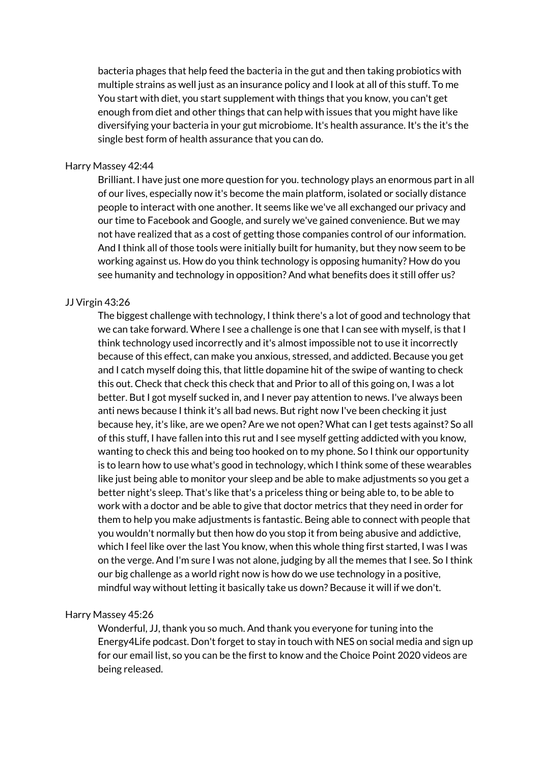bacteria phages that help feed the bacteria in the gut and then taking probiotics with multiple strains as well just as an insurance policy and I look at all of this stuff. To me You start with diet, you start supplement with things that you know, you can't get enough from diet and other things that can help with issues that you might have like diversifying your bacteria in your gut microbiome. It's health assurance. It's the it's the single best form of health assurance that you can do.

Harry Massey 42:44

Brilliant. I have just one more question for you. technology plays an enormous part in all of our lives, especially now it's become the main platform, isolated or socially distance people to interact with one another. It seems like we've all exchanged our privacy and our time to Facebook and Google, and surely we've gained convenience. But we may not have realized that as a cost of getting those companies control of our information. And I think all of those tools were initially built for humanity, but they now seem to be working against us. How do you think technology is opposing humanity? How do you see humanity and technology in opposition? And what benefits does it still offer us?

JJ Virgin 43:26

The biggest challenge with technology, I think there's a lot of good and technology that we can take forward. Where I see a challenge is one that I can see with myself, is that I think technology used incorrectly and it's almost impossible not to use it incorrectly because of this effect, can make you anxious, stressed, and addicted. Because you get and I catch myself doing this, that little dopamine hit of the swipe of wanting to check this out. Check that check this check that and Prior to all of this going on, I was a lot better. But I got myself sucked in, and I never pay attention to news. I've always been anti news because I think it's all bad news. But right now I've been checking it just because hey, it's like, are we open? Are we not open? What can I get tests against? So all of this stuff, I have fallen into this rut and I see myself getting addicted with you know, wanting to check this and being too hooked on to my phone. So I think our opportunity is to learn how to use what's good in technology, which I think some of these wearables like just being able to monitor your sleep and be able to make adjustments so you get a better night's sleep. That's like that's a priceless thing or being able to, to be able to work with a doctor and be able to give that doctor metrics that they need in order for them to help you make adjustments is fantastic. Being able to connect with people that you wouldn't normally but then how do you stop it from being abusive and addictive, which I feel like over the last You know, when this whole thing first started, I was I was on the verge. And I'm sure I was not alone, judging by all the memes that I see. So I think our big challenge as a world right now is how do we use technology in a positive, mindful way without letting it basically take us down? Because it will if we don't.

Harry Massey 45:26

Wonderful, JJ, thank you so much. And thank you everyone for tuning into the Energy4Life podcast. Don't forget to stay in touch with NES on social media and sign up for our email list, so you can be the first to know and the Choice Point 2020 videos are being released.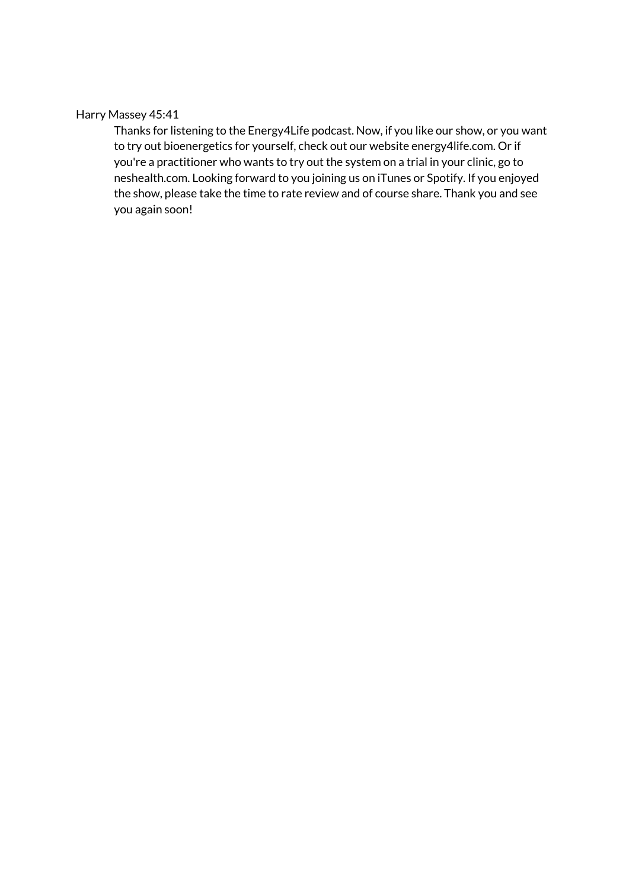Harry Massey 45:41

Thanks for listening to the Energy4Life podcast. Now, if you like our show, or you want to try out bioenergetics for yourself, check out our website energy4life.com. Or if you're a practitioner who wants to try out the system on a trial in your clinic, go to neshealth.com. Looking forward to you joining us on iTunes or Spotify. If you enjoyed the show, please take the time to rate review and of course share. Thank you and see you again soon!